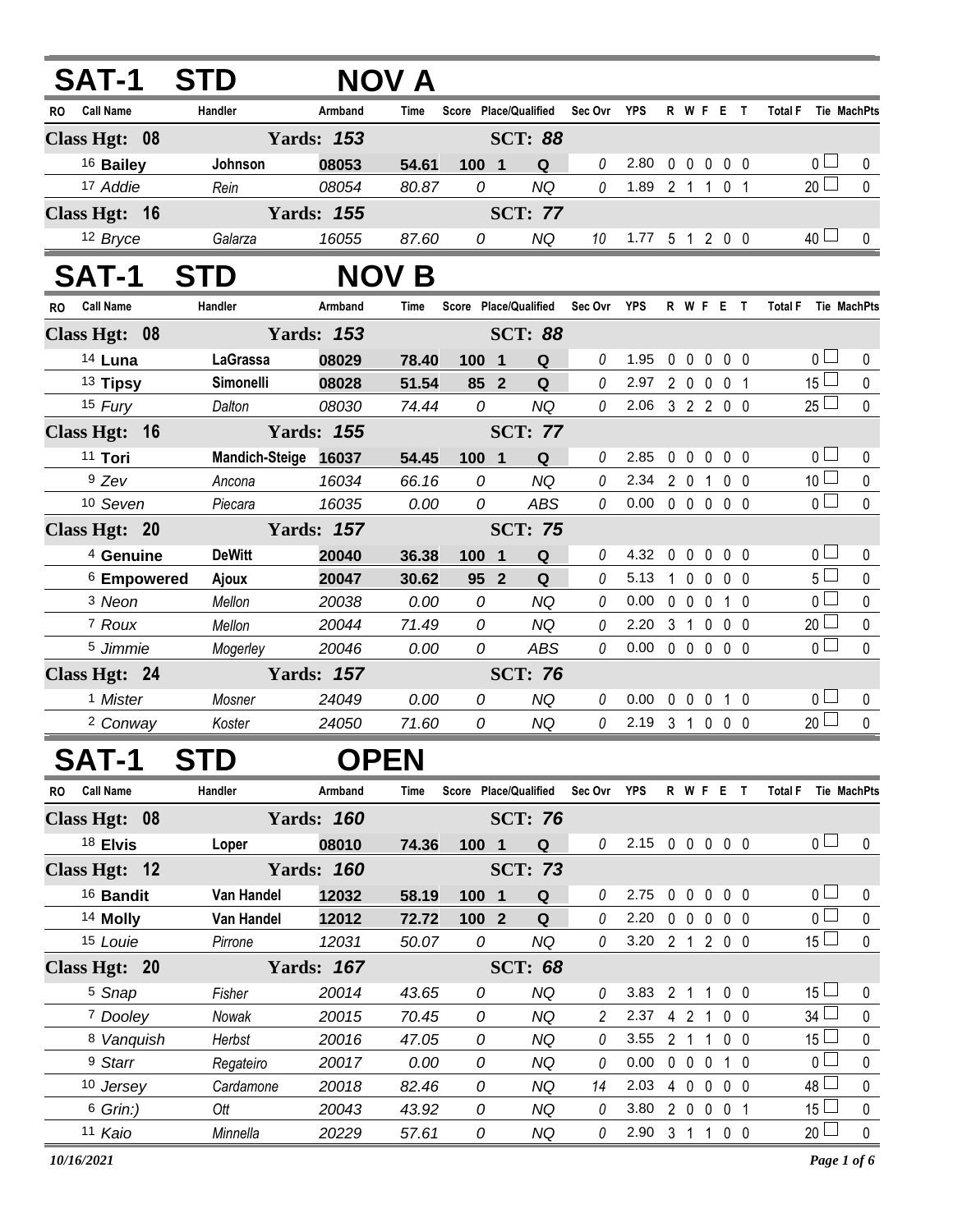# SAT-1 STD NOV A

| RO | Call Name | Handler | Armband | Time | Score | Place/Qualified | | Sec Ovr | YPS | R | W | F | E | T | Total F | Tie | MachPts |
|---|---|---|---|---|---|---|---|---|---|---|---|---|---|---|---|---|---|
| **Class Hgt: 08** | | **Yards: 153** | | | | **SCT: 88** | | | | | | | | | | | |
| 16 | **Bailey** | **Johnson** | **08053** | **54.61** | **100** | **1** | **Q** | 0 | 2.80 | 0 | 0 | 0 | 0 | 0 | 0 | ☐ | 0 |
| 17 | *Addie* | *Rein* | *08054* | *80.87* | *0* | | *NQ* | 0 | 1.89 | 2 | 1 | 1 | 0 | 1 | 20 | ☐ | 0 |
| **Class Hgt: 16** | | **Yards: 155** | | | | **SCT: 77** | | | | | | | | | | | |
| 12 | *Bryce* | *Galarza* | *16055* | *87.60* | *0* | | *NQ* | 10 | 1.77 | 5 | 1 | 2 | 0 | 0 | 40 | ☐ | 0 |

# SAT-1 STD NOV B

| RO | Call Name | Handler | Armband | Time | Score | Place/Qualified | | Sec Ovr | YPS | R | W | F | E | T | Total F | Tie | MachPts |
|---|---|---|---|---|---|---|---|---|---|---|---|---|---|---|---|---|---|
| **Class Hgt: 08** | | **Yards: 153** | | | | **SCT: 88** | | | | | | | | | | | |
| 14 | **Luna** | **LaGrassa** | **08029** | **78.40** | **100** | **1** | **Q** | 0 | 1.95 | 0 | 0 | 0 | 0 | 0 | 0 | ☐ | 0 |
| 13 | **Tipsy** | **Simonelli** | **08028** | **51.54** | **85** | **2** | **Q** | 0 | 2.97 | 2 | 0 | 0 | 0 | 1 | 15 | ☐ | 0 |
| 15 | *Fury* | *Dalton* | *08030* | *74.44* | *0* | | *NQ* | 0 | 2.06 | 3 | 2 | 2 | 0 | 0 | 25 | ☐ | 0 |
| **Class Hgt: 16** | | **Yards: 155** | | | | **SCT: 77** | | | | | | | | | | | |
| 11 | **Tori** | **Mandich-Steige** | **16037** | **54.45** | **100** | **1** | **Q** | 0 | 2.85 | 0 | 0 | 0 | 0 | 0 | 0 | ☐ | 0 |
| 9 | *Zev* | *Ancona* | *16034* | *66.16* | *0* | | *NQ* | 0 | 2.34 | 2 | 0 | 1 | 0 | 0 | 10 | ☐ | 0 |
| 10 | *Seven* | *Piecara* | *16035* | *0.00* | *0* | | *ABS* | 0 | 0.00 | 0 | 0 | 0 | 0 | 0 | 0 | ☐ | 0 |
| **Class Hgt: 20** | | **Yards: 157** | | | | **SCT: 75** | | | | | | | | | | | |
| 4 | **Genuine** | **DeWitt** | **20040** | **36.38** | **100** | **1** | **Q** | 0 | 4.32 | 0 | 0 | 0 | 0 | 0 | 0 | ☐ | 0 |
| 6 | **Empowered** | **Ajoux** | **20047** | **30.62** | **95** | **2** | **Q** | 0 | 5.13 | 1 | 0 | 0 | 0 | 0 | 5 | ☐ | 0 |
| 3 | *Neon* | *Mellon* | *20038* | *0.00* | *0* | | *NQ* | 0 | 0.00 | 0 | 0 | 0 | 1 | 0 | 0 | ☐ | 0 |
| 7 | *Roux* | *Mellon* | *20044* | *71.49* | *0* | | *NQ* | 0 | 2.20 | 3 | 1 | 0 | 0 | 0 | 20 | ☐ | 0 |
| 5 | *Jimmie* | *Mogerley* | *20046* | *0.00* | *0* | | *ABS* | 0 | 0.00 | 0 | 0 | 0 | 0 | 0 | 0 | ☐ | 0 |
| **Class Hgt: 24** | | **Yards: 157** | | | | **SCT: 76** | | | | | | | | | | | |
| 1 | *Mister* | *Mosner* | *24049* | *0.00* | *0* | | *NQ* | 0 | 0.00 | 0 | 0 | 0 | 1 | 0 | 0 | ☐ | 0 |
| 2 | *Conway* | *Koster* | *24050* | *71.60* | *0* | | *NQ* | 0 | 2.19 | 3 | 1 | 0 | 0 | 0 | 20 | ☐ | 0 |

# SAT-1 STD OPEN

| RO | Call Name | Handler | Armband | Time | Score | Place/Qualified | | Sec Ovr | YPS | R | W | F | E | T | Total F | Tie | MachPts |
|---|---|---|---|---|---|---|---|---|---|---|---|---|---|---|---|---|---|
| **Class Hgt: 08** | | **Yards: 160** | | | | **SCT: 76** | | | | | | | | | | | |
| 18 | **Elvis** | **Loper** | **08010** | **74.36** | **100** | **1** | **Q** | 0 | 2.15 | 0 | 0 | 0 | 0 | 0 | 0 | ☐ | 0 |
| **Class Hgt: 12** | | **Yards: 160** | | | | **SCT: 73** | | | | | | | | | | | |
| 16 | **Bandit** | **Van Handel** | **12032** | **58.19** | **100** | **1** | **Q** | 0 | 2.75 | 0 | 0 | 0 | 0 | 0 | 0 | ☐ | 0 |
| 14 | **Molly** | **Van Handel** | **12012** | **72.72** | **100** | **2** | **Q** | 0 | 2.20 | 0 | 0 | 0 | 0 | 0 | 0 | ☐ | 0 |
| 15 | *Louie* | *Pirrone* | *12031* | *50.07* | *0* | | *NQ* | 0 | 3.20 | 2 | 1 | 2 | 0 | 0 | 15 | ☐ | 0 |
| **Class Hgt: 20** | | **Yards: 167** | | | | **SCT: 68** | | | | | | | | | | | |
| 5 | *Snap* | *Fisher* | *20014* | *43.65* | *0* | | *NQ* | 0 | 3.83 | 2 | 1 | 1 | 0 | 0 | 15 | ☐ | 0 |
| 7 | *Dooley* | *Nowak* | *20015* | *70.45* | *0* | | *NQ* | 2 | 2.37 | 4 | 2 | 1 | 0 | 0 | 34 | ☐ | 0 |
| 8 | *Vanquish* | *Herbst* | *20016* | *47.05* | *0* | | *NQ* | 0 | 3.55 | 2 | 1 | 1 | 0 | 0 | 15 | ☐ | 0 |
| 9 | *Starr* | *Regateiro* | *20017* | *0.00* | *0* | | *NQ* | 0 | 0.00 | 0 | 0 | 0 | 1 | 0 | 0 | ☐ | 0 |
| 10 | *Jersey* | *Cardamone* | *20018* | *82.46* | *0* | | *NQ* | 14 | 2.03 | 4 | 0 | 0 | 0 | 0 | 48 | ☐ | 0 |
| 6 | *Grin:)* | *Ott* | *20043* | *43.92* | *0* | | *NQ* | 0 | 3.80 | 2 | 0 | 0 | 0 | 1 | 15 | ☐ | 0 |
| 11 | *Kaio* | *Minnella* | *20229* | *57.61* | *0* | | *NQ* | 0 | 2.90 | 3 | 1 | 1 | 0 | 0 | 20 | ☐ | 0 |

*10/16/2021*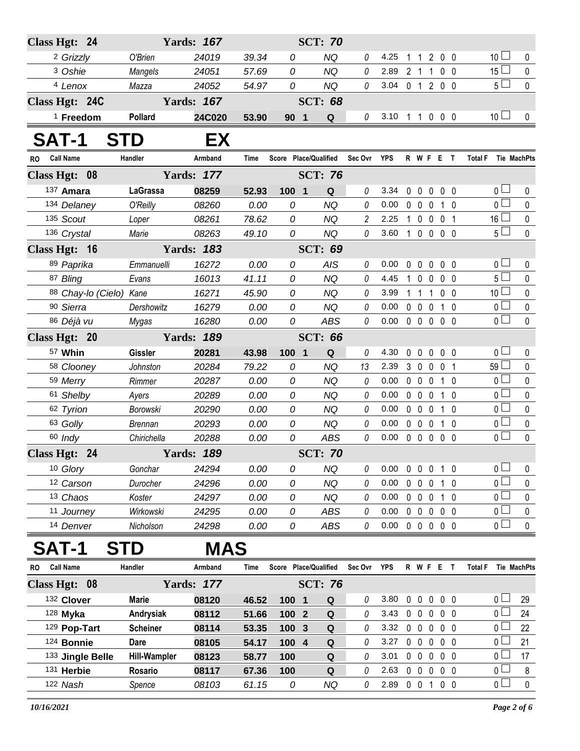| Class Hgt: 24 | | Yards: 167 | | | SCT: 70 | | | | | | |
|---|---|---|---|---|---|---|---|---|---|---|---|
| 2 Grizzly | O'Brien | 24019 | 39.34 | 0 | NQ | 0 | 4.25 | 1 1 2 0 0 | 10 | | 0 |
| 3 Oshie | Mangels | 24051 | 57.69 | 0 | NQ | 0 | 2.89 | 2 1 1 0 0 | 15 | | 0 |
| 4 Lenox | Mazza | 24052 | 54.97 | 0 | NQ | 0 | 3.04 | 0 1 2 0 0 | 5 | | 0 |
| **Class Hgt: 24C** | | **Yards: 167** | | | **SCT: 68** | | | | | | |
| 1 **Freedom** | **Pollard** | **24C020** | **53.90** | **90 1** | **Q** | 0 | 3.10 | 1 1 0 0 0 | 10 | | 0 |

# SAT-1 STD EX

| RO Call Name | Handler | Armband | Time | Score Place/Qualified | | Sec Ovr | YPS | R W F E T | Total F | Tie | MachPts |
|---|---|---|---|---|---|---|---|---|---|---|---|
| **Class Hgt: 08** | | **Yards: 177** | | | **SCT: 76** | | | | | | |
| 137 **Amara** | **LaGrassa** | **08259** | **52.93** | **100 1** | **Q** | 0 | 3.34 | 0 0 0 0 0 | 0 | | 0 |
| 134 Delaney | O'Reilly | 08260 | 0.00 | 0 | NQ | 0 | 0.00 | 0 0 0 1 0 | 0 | | 0 |
| 135 Scout | Loper | 08261 | 78.62 | 0 | NQ | 2 | 2.25 | 1 0 0 0 1 | 16 | | 0 |
| 136 Crystal | Marie | 08263 | 49.10 | 0 | NQ | 0 | 3.60 | 1 0 0 0 0 | 5 | | 0 |
| **Class Hgt: 16** | | **Yards: 183** | | | **SCT: 69** | | | | | | |
| 89 Paprika | Emmanuelli | 16272 | 0.00 | 0 | AIS | 0 | 0.00 | 0 0 0 0 0 | 0 | | 0 |
| 87 Bling | Evans | 16013 | 41.11 | 0 | NQ | 0 | 4.45 | 1 0 0 0 0 | 5 | | 0 |
| 88 Chay-lo (Cielo) | Kane | 16271 | 45.90 | 0 | NQ | 0 | 3.99 | 1 1 1 0 0 | 10 | | 0 |
| 90 Sierra | Dershowitz | 16279 | 0.00 | 0 | NQ | 0 | 0.00 | 0 0 0 1 0 | 0 | | 0 |
| 86 Déjà vu | Mygas | 16280 | 0.00 | 0 | ABS | 0 | 0.00 | 0 0 0 0 0 | 0 | | 0 |
| **Class Hgt: 20** | | **Yards: 189** | | | **SCT: 66** | | | | | | |
| 57 **Whin** | **Gissler** | **20281** | **43.98** | **100 1** | **Q** | 0 | 4.30 | 0 0 0 0 0 | 0 | | 0 |
| 58 Clooney | Johnston | 20284 | 79.22 | 0 | NQ | 13 | 2.39 | 3 0 0 0 1 | 59 | | 0 |
| 59 Merry | Rimmer | 20287 | 0.00 | 0 | NQ | 0 | 0.00 | 0 0 0 1 0 | 0 | | 0 |
| 61 Shelby | Ayers | 20289 | 0.00 | 0 | NQ | 0 | 0.00 | 0 0 0 1 0 | 0 | | 0 |
| 62 Tyrion | Borowski | 20290 | 0.00 | 0 | NQ | 0 | 0.00 | 0 0 0 1 0 | 0 | | 0 |
| 63 Golly | Brennan | 20293 | 0.00 | 0 | NQ | 0 | 0.00 | 0 0 0 1 0 | 0 | | 0 |
| 60 Indy | Chirichella | 20288 | 0.00 | 0 | ABS | 0 | 0.00 | 0 0 0 0 0 | 0 | | 0 |
| **Class Hgt: 24** | | **Yards: 189** | | | **SCT: 70** | | | | | | |
| 10 Glory | Gonchar | 24294 | 0.00 | 0 | NQ | 0 | 0.00 | 0 0 0 1 0 | 0 | | 0 |
| 12 Carson | Durocher | 24296 | 0.00 | 0 | NQ | 0 | 0.00 | 0 0 0 1 0 | 0 | | 0 |
| 13 Chaos | Koster | 24297 | 0.00 | 0 | NQ | 0 | 0.00 | 0 0 0 1 0 | 0 | | 0 |
| 11 Journey | Wirkowski | 24295 | 0.00 | 0 | ABS | 0 | 0.00 | 0 0 0 0 0 | 0 | | 0 |
| 14 Denver | Nicholson | 24298 | 0.00 | 0 | ABS | 0 | 0.00 | 0 0 0 0 0 | 0 | | 0 |

# SAT-1 STD MAS

| RO Call Name | Handler | Armband | Time | Score Place/Qualified | | Sec Ovr | YPS | R W F E T | Total F | Tie | MachPts |
|---|---|---|---|---|---|---|---|---|---|---|---|
| **Class Hgt: 08** | | **Yards: 177** | | | **SCT: 76** | | | | | | |
| 132 **Clover** | **Marie** | **08120** | **46.52** | **100 1** | **Q** | 0 | 3.80 | 0 0 0 0 0 | 0 | | 29 |
| 128 **Myka** | **Andrysiak** | **08112** | **51.66** | **100 2** | **Q** | 0 | 3.43 | 0 0 0 0 0 | 0 | | 24 |
| 129 **Pop-Tart** | **Scheiner** | **08114** | **53.35** | **100 3** | **Q** | 0 | 3.32 | 0 0 0 0 0 | 0 | | 22 |
| 124 **Bonnie** | **Dare** | **08105** | **54.17** | **100 4** | **Q** | 0 | 3.27 | 0 0 0 0 0 | 0 | | 21 |
| 133 **Jingle Belle** | **Hill-Wampler** | **08123** | **58.77** | **100** | **Q** | 0 | 3.01 | 0 0 0 0 0 | 0 | | 17 |
| 131 **Herbie** | **Rosario** | **08117** | **67.36** | **100** | **Q** | 0 | 2.63 | 0 0 0 0 0 | 0 | | 8 |
| 122 Nash | Spence | 08103 | 61.15 | 0 | NQ | 0 | 2.89 | 0 0 1 0 0 | 0 | | 0 |

*10/16/2021*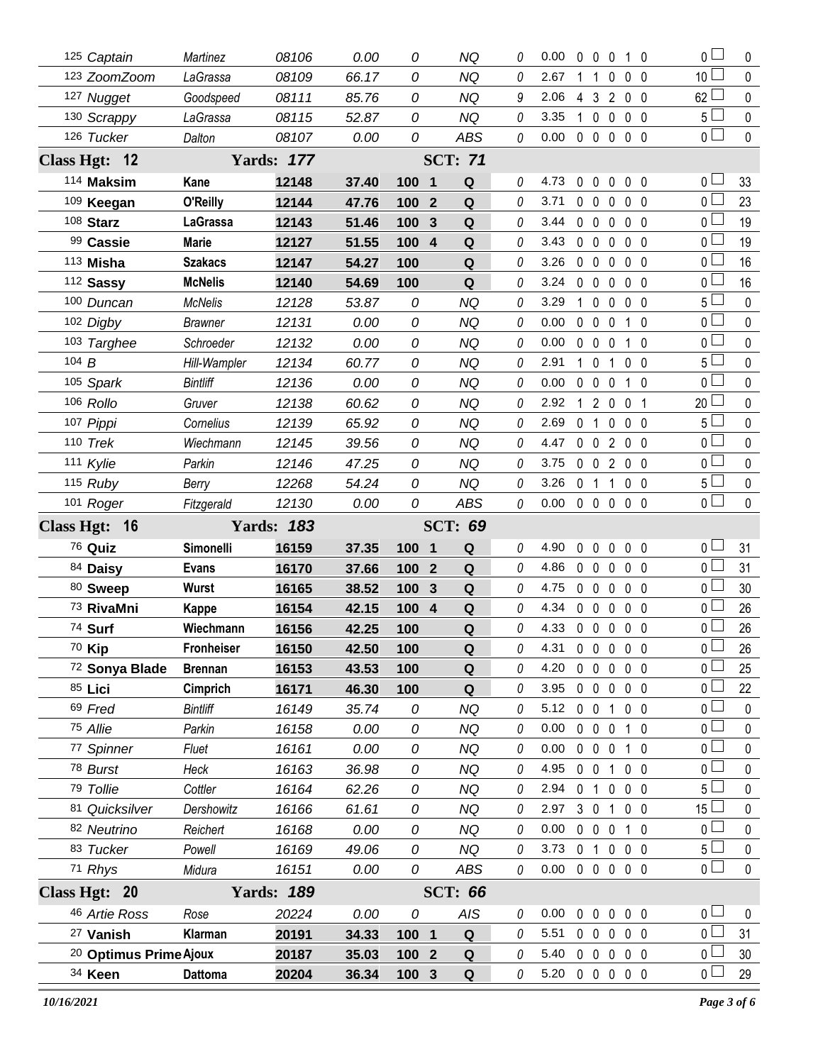| Armband | Dog | Handler | Reg # | Time | Score | Place | Result | | YPS | Faults | | | | | Total Faults | Points |
|---|---|---|---|---|---|---|---|---|---|---|---|---|---|---|---|---|
| 125 | *Captain* | *Martinez* | *08106* | *0.00* | *0* | | *NQ* | *0* | 0.00 | 0 | 0 | 0 | 1 | 0 | 0 | 0 |
| 123 | *ZoomZoom* | *LaGrassa* | *08109* | *66.17* | *0* | | *NQ* | *0* | 2.67 | 1 | 1 | 0 | 0 | 0 | 10 | 0 |
| 127 | *Nugget* | *Goodspeed* | *08111* | *85.76* | *0* | | *NQ* | *9* | 2.06 | 4 | 3 | 2 | 0 | 0 | 62 | 0 |
| 130 | *Scrappy* | *LaGrassa* | *08115* | *52.87* | *0* | | *NQ* | *0* | 3.35 | 1 | 0 | 0 | 0 | 0 | 5 | 0 |
| 126 | *Tucker* | *Dalton* | *08107* | *0.00* | *0* | | *ABS* | *0* | 0.00 | 0 | 0 | 0 | 0 | 0 | 0 | 0 |
| **Class Hgt: 12** | | **Yards: *177*** | | | | | **SCT: *71*** | | | | | | | | | |
| 114 | **Maksim** | **Kane** | **12148** | **37.40** | **100** | **1** | **Q** | *0* | 4.73 | 0 | 0 | 0 | 0 | 0 | 0 | 33 |
| 109 | **Keegan** | **O'Reilly** | **12144** | **47.76** | **100** | **2** | **Q** | *0* | 3.71 | 0 | 0 | 0 | 0 | 0 | 0 | 23 |
| 108 | **Starz** | **LaGrassa** | **12143** | **51.46** | **100** | **3** | **Q** | *0* | 3.44 | 0 | 0 | 0 | 0 | 0 | 0 | 19 |
| 99 | **Cassie** | **Marie** | **12127** | **51.55** | **100** | **4** | **Q** | *0* | 3.43 | 0 | 0 | 0 | 0 | 0 | 0 | 19 |
| 113 | **Misha** | **Szakacs** | **12147** | **54.27** | **100** | | **Q** | *0* | 3.26 | 0 | 0 | 0 | 0 | 0 | 0 | 16 |
| 112 | **Sassy** | **McNelis** | **12140** | **54.69** | **100** | | **Q** | *0* | 3.24 | 0 | 0 | 0 | 0 | 0 | 0 | 16 |
| 100 | *Duncan* | *McNelis* | *12128* | *53.87* | *0* | | *NQ* | *0* | 3.29 | 1 | 0 | 0 | 0 | 0 | 5 | 0 |
| 102 | *Digby* | *Brawner* | *12131* | *0.00* | *0* | | *NQ* | *0* | 0.00 | 0 | 0 | 0 | 1 | 0 | 0 | 0 |
| 103 | *Targhee* | *Schroeder* | *12132* | *0.00* | *0* | | *NQ* | *0* | 0.00 | 0 | 0 | 0 | 1 | 0 | 0 | 0 |
| 104 | *B* | *Hill-Wampler* | *12134* | *60.77* | *0* | | *NQ* | *0* | 2.91 | 1 | 0 | 1 | 0 | 0 | 5 | 0 |
| 105 | *Spark* | *Bintliff* | *12136* | *0.00* | *0* | | *NQ* | *0* | 0.00 | 0 | 0 | 0 | 1 | 0 | 0 | 0 |
| 106 | *Rollo* | *Gruver* | *12138* | *60.62* | *0* | | *NQ* | *0* | 2.92 | 1 | 2 | 0 | 0 | 1 | 20 | 0 |
| 107 | *Pippi* | *Cornelius* | *12139* | *65.92* | *0* | | *NQ* | *0* | 2.69 | 0 | 1 | 0 | 0 | 0 | 5 | 0 |
| 110 | *Trek* | *Wiechmann* | *12145* | *39.56* | *0* | | *NQ* | *0* | 4.47 | 0 | 0 | 2 | 0 | 0 | 0 | 0 |
| 111 | *Kylie* | *Parkin* | *12146* | *47.25* | *0* | | *NQ* | *0* | 3.75 | 0 | 0 | 2 | 0 | 0 | 0 | 0 |
| 115 | *Ruby* | *Berry* | *12268* | *54.24* | *0* | | *NQ* | *0* | 3.26 | 0 | 1 | 1 | 0 | 0 | 5 | 0 |
| 101 | *Roger* | *Fitzgerald* | *12130* | *0.00* | *0* | | *ABS* | *0* | 0.00 | 0 | 0 | 0 | 0 | 0 | 0 | 0 |
| **Class Hgt: 16** | | **Yards: *183*** | | | | | **SCT: *69*** | | | | | | | | | |
| 76 | **Quiz** | **Simonelli** | **16159** | **37.35** | **100** | **1** | **Q** | *0* | 4.90 | 0 | 0 | 0 | 0 | 0 | 0 | 31 |
| 84 | **Daisy** | **Evans** | **16170** | **37.66** | **100** | **2** | **Q** | *0* | 4.86 | 0 | 0 | 0 | 0 | 0 | 0 | 31 |
| 80 | **Sweep** | **Wurst** | **16165** | **38.52** | **100** | **3** | **Q** | *0* | 4.75 | 0 | 0 | 0 | 0 | 0 | 0 | 30 |
| 73 | **RivaMni** | **Kappe** | **16154** | **42.15** | **100** | **4** | **Q** | *0* | 4.34 | 0 | 0 | 0 | 0 | 0 | 0 | 26 |
| 74 | **Surf** | **Wiechmann** | **16156** | **42.25** | **100** | | **Q** | *0* | 4.33 | 0 | 0 | 0 | 0 | 0 | 0 | 26 |
| 70 | **Kip** | **Fronheiser** | **16150** | **42.50** | **100** | | **Q** | *0* | 4.31 | 0 | 0 | 0 | 0 | 0 | 0 | 26 |
| 72 | **Sonya Blade** | **Brennan** | **16153** | **43.53** | **100** | | **Q** | *0* | 4.20 | 0 | 0 | 0 | 0 | 0 | 0 | 25 |
| 85 | **Lici** | **Cimprich** | **16171** | **46.30** | **100** | | **Q** | *0* | 3.95 | 0 | 0 | 0 | 0 | 0 | 0 | 22 |
| 69 | *Fred* | *Bintliff* | *16149* | *35.74* | *0* | | *NQ* | *0* | 5.12 | 0 | 0 | 1 | 0 | 0 | 0 | 0 |
| 75 | *Allie* | *Parkin* | *16158* | *0.00* | *0* | | *NQ* | *0* | 0.00 | 0 | 0 | 0 | 1 | 0 | 0 | 0 |
| 77 | *Spinner* | *Fluet* | *16161* | *0.00* | *0* | | *NQ* | *0* | 0.00 | 0 | 0 | 0 | 1 | 0 | 0 | 0 |
| 78 | *Burst* | *Heck* | *16163* | *36.98* | *0* | | *NQ* | *0* | 4.95 | 0 | 0 | 1 | 0 | 0 | 0 | 0 |
| 79 | *Tollie* | *Cottler* | *16164* | *62.26* | *0* | | *NQ* | *0* | 2.94 | 0 | 1 | 0 | 0 | 0 | 5 | 0 |
| 81 | *Quicksilver* | *Dershowitz* | *16166* | *61.61* | *0* | | *NQ* | *0* | 2.97 | 3 | 0 | 1 | 0 | 0 | 15 | 0 |
| 82 | *Neutrino* | *Reichert* | *16168* | *0.00* | *0* | | *NQ* | *0* | 0.00 | 0 | 0 | 0 | 1 | 0 | 0 | 0 |
| 83 | *Tucker* | *Powell* | *16169* | *49.06* | *0* | | *NQ* | *0* | 3.73 | 0 | 1 | 0 | 0 | 0 | 5 | 0 |
| 71 | *Rhys* | *Midura* | *16151* | *0.00* | *0* | | *ABS* | *0* | 0.00 | 0 | 0 | 0 | 0 | 0 | 0 | 0 |
| **Class Hgt: 20** | | **Yards: *189*** | | | | | **SCT: *66*** | | | | | | | | | |
| 46 | *Artie Ross* | *Rose* | *20224* | *0.00* | *0* | | *AIS* | *0* | 0.00 | 0 | 0 | 0 | 0 | 0 | 0 | 0 |
| 27 | **Vanish** | **Klarman** | **20191** | **34.33** | **100** | **1** | **Q** | *0* | 5.51 | 0 | 0 | 0 | 0 | 0 | 0 | 31 |
| 20 | **Optimus Prime** | **Ajoux** | **20187** | **35.03** | **100** | **2** | **Q** | *0* | 5.40 | 0 | 0 | 0 | 0 | 0 | 0 | 30 |
| 34 | **Keen** | **Dattoma** | **20204** | **36.34** | **100** | **3** | **Q** | *0* | 5.20 | 0 | 0 | 0 | 0 | 0 | 0 | 29 |

*10/16/2021*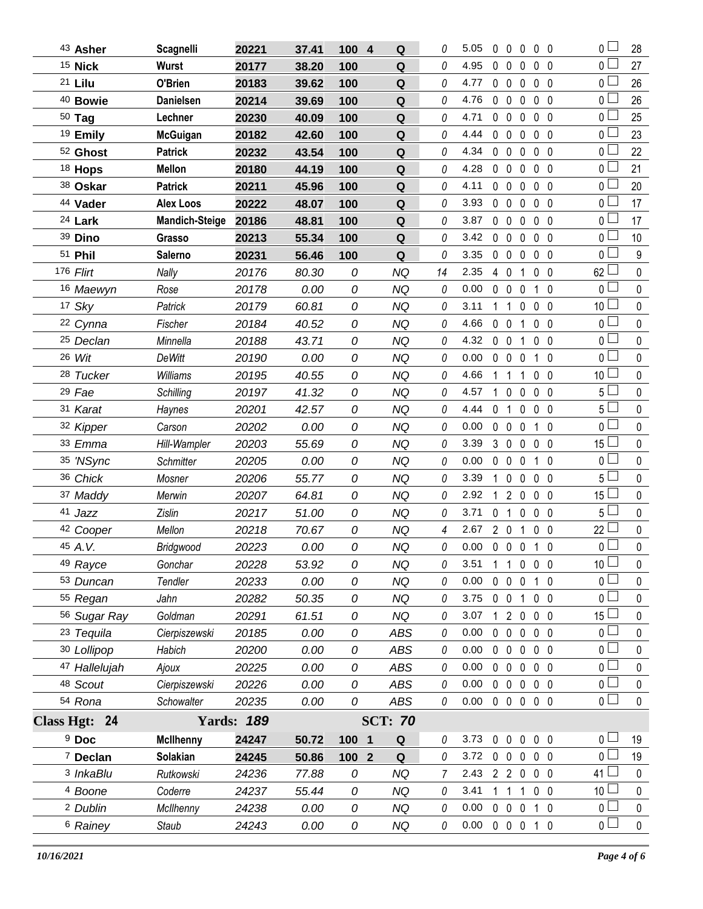| # | Dog | Handler | Armband | Time | Score | Place | Q | Time Faults | YPS | R | F | E | T | W | Total Faults | Pts |
|---|---|---|---|---|---|---|---|---|---|---|---|---|---|---|---|---|
| 43 | **Asher** | **Scagnelli** | **20221** | **37.41** | **100** | **4** | **Q** | 0 | 5.05 | 0 | 0 | 0 | 0 | 0 | 0 | 28 |
| 15 | **Nick** | **Wurst** | **20177** | **38.20** | **100** | | **Q** | 0 | 4.95 | 0 | 0 | 0 | 0 | 0 | 0 | 27 |
| 21 | **Lilu** | **O'Brien** | **20183** | **39.62** | **100** | | **Q** | 0 | 4.77 | 0 | 0 | 0 | 0 | 0 | 0 | 26 |
| 40 | **Bowie** | **Danielsen** | **20214** | **39.69** | **100** | | **Q** | 0 | 4.76 | 0 | 0 | 0 | 0 | 0 | 0 | 26 |
| 50 | **Tag** | **Lechner** | **20230** | **40.09** | **100** | | **Q** | 0 | 4.71 | 0 | 0 | 0 | 0 | 0 | 0 | 25 |
| 19 | **Emily** | **McGuigan** | **20182** | **42.60** | **100** | | **Q** | 0 | 4.44 | 0 | 0 | 0 | 0 | 0 | 0 | 23 |
| 52 | **Ghost** | **Patrick** | **20232** | **43.54** | **100** | | **Q** | 0 | 4.34 | 0 | 0 | 0 | 0 | 0 | 0 | 22 |
| 18 | **Hops** | **Mellon** | **20180** | **44.19** | **100** | | **Q** | 0 | 4.28 | 0 | 0 | 0 | 0 | 0 | 0 | 21 |
| 38 | **Oskar** | **Patrick** | **20211** | **45.96** | **100** | | **Q** | 0 | 4.11 | 0 | 0 | 0 | 0 | 0 | 0 | 20 |
| 44 | **Vader** | **Alex Loos** | **20222** | **48.07** | **100** | | **Q** | 0 | 3.93 | 0 | 0 | 0 | 0 | 0 | 0 | 17 |
| 24 | **Lark** | **Mandich-Steige** | **20186** | **48.81** | **100** | | **Q** | 0 | 3.87 | 0 | 0 | 0 | 0 | 0 | 0 | 17 |
| 39 | **Dino** | **Grasso** | **20213** | **55.34** | **100** | | **Q** | 0 | 3.42 | 0 | 0 | 0 | 0 | 0 | 0 | 10 |
| 51 | **Phil** | **Salerno** | **20231** | **56.46** | **100** | | **Q** | 0 | 3.35 | 0 | 0 | 0 | 0 | 0 | 0 | 9 |
| 176 | *Flirt* | *Nally* | *20176* | *80.30* | *0* | | *NQ* | 14 | 2.35 | 4 | 0 | 1 | 0 | 0 | 62 | 0 |
| 16 | *Maewyn* | *Rose* | *20178* | *0.00* | *0* | | *NQ* | 0 | 0.00 | 0 | 0 | 0 | 1 | 0 | 0 | 0 |
| 17 | *Sky* | *Patrick* | *20179* | *60.81* | *0* | | *NQ* | 0 | 3.11 | 1 | 1 | 0 | 0 | 0 | 10 | 0 |
| 22 | *Cynna* | *Fischer* | *20184* | *40.52* | *0* | | *NQ* | 0 | 4.66 | 0 | 0 | 1 | 0 | 0 | 0 | 0 |
| 25 | *Declan* | *Minnella* | *20188* | *43.71* | *0* | | *NQ* | 0 | 4.32 | 0 | 0 | 1 | 0 | 0 | 0 | 0 |
| 26 | *Wit* | *DeWitt* | *20190* | *0.00* | *0* | | *NQ* | 0 | 0.00 | 0 | 0 | 0 | 1 | 0 | 0 | 0 |
| 28 | *Tucker* | *Williams* | *20195* | *40.55* | *0* | | *NQ* | 0 | 4.66 | 1 | 1 | 1 | 0 | 0 | 10 | 0 |
| 29 | *Fae* | *Schilling* | *20197* | *41.32* | *0* | | *NQ* | 0 | 4.57 | 1 | 0 | 0 | 0 | 0 | 5 | 0 |
| 31 | *Karat* | *Haynes* | *20201* | *42.57* | *0* | | *NQ* | 0 | 4.44 | 0 | 1 | 0 | 0 | 0 | 5 | 0 |
| 32 | *Kipper* | *Carson* | *20202* | *0.00* | *0* | | *NQ* | 0 | 0.00 | 0 | 0 | 0 | 1 | 0 | 0 | 0 |
| 33 | *Emma* | *Hill-Wampler* | *20203* | *55.69* | *0* | | *NQ* | 0 | 3.39 | 3 | 0 | 0 | 0 | 0 | 15 | 0 |
| 35 | *'NSync* | *Schmitter* | *20205* | *0.00* | *0* | | *NQ* | 0 | 0.00 | 0 | 0 | 0 | 1 | 0 | 0 | 0 |
| 36 | *Chick* | *Mosner* | *20206* | *55.77* | *0* | | *NQ* | 0 | 3.39 | 1 | 0 | 0 | 0 | 0 | 5 | 0 |
| 37 | *Maddy* | *Merwin* | *20207* | *64.81* | *0* | | *NQ* | 0 | 2.92 | 1 | 2 | 0 | 0 | 0 | 15 | 0 |
| 41 | *Jazz* | *Zislin* | *20217* | *51.00* | *0* | | *NQ* | 0 | 3.71 | 0 | 1 | 0 | 0 | 0 | 5 | 0 |
| 42 | *Cooper* | *Mellon* | *20218* | *70.67* | *0* | | *NQ* | 4 | 2.67 | 2 | 0 | 1 | 0 | 0 | 22 | 0 |
| 45 | *A.V.* | *Bridgwood* | *20223* | *0.00* | *0* | | *NQ* | 0 | 0.00 | 0 | 0 | 0 | 1 | 0 | 0 | 0 |
| 49 | *Rayce* | *Gonchar* | *20228* | *53.92* | *0* | | *NQ* | 0 | 3.51 | 1 | 1 | 0 | 0 | 0 | 10 | 0 |
| 53 | *Duncan* | *Tendler* | *20233* | *0.00* | *0* | | *NQ* | 0 | 0.00 | 0 | 0 | 0 | 1 | 0 | 0 | 0 |
| 55 | *Regan* | *Jahn* | *20282* | *50.35* | *0* | | *NQ* | 0 | 3.75 | 0 | 0 | 1 | 0 | 0 | 0 | 0 |
| 56 | *Sugar Ray* | *Goldman* | *20291* | *61.51* | *0* | | *NQ* | 0 | 3.07 | 1 | 2 | 0 | 0 | 0 | 15 | 0 |
| 23 | *Tequila* | *Cierpiszewski* | *20185* | *0.00* | *0* | | *ABS* | 0 | 0.00 | 0 | 0 | 0 | 0 | 0 | 0 | 0 |
| 30 | *Lollipop* | *Habich* | *20200* | *0.00* | *0* | | *ABS* | 0 | 0.00 | 0 | 0 | 0 | 0 | 0 | 0 | 0 |
| 47 | *Hallelujah* | *Ajoux* | *20225* | *0.00* | *0* | | *ABS* | 0 | 0.00 | 0 | 0 | 0 | 0 | 0 | 0 | 0 |
| 48 | *Scout* | *Cierpiszewski* | *20226* | *0.00* | *0* | | *ABS* | 0 | 0.00 | 0 | 0 | 0 | 0 | 0 | 0 | 0 |
| 54 | *Rona* | *Schowalter* | *20235* | *0.00* | *0* | | *ABS* | 0 | 0.00 | 0 | 0 | 0 | 0 | 0 | 0 | 0 |

**Class Hgt: 24 — Yards: 189 — SCT: 70**

| # | Dog | Handler | Armband | Time | Score | Place | Q | Time Faults | YPS | R | F | E | T | W | Total Faults | Pts |
|---|---|---|---|---|---|---|---|---|---|---|---|---|---|---|---|---|
| 9 | **Doc** | **McIlhenny** | **24247** | **50.72** | **100** | **1** | **Q** | 0 | 3.73 | 0 | 0 | 0 | 0 | 0 | 0 | 19 |
| 7 | **Declan** | **Solakian** | **24245** | **50.86** | **100** | **2** | **Q** | 0 | 3.72 | 0 | 0 | 0 | 0 | 0 | 0 | 19 |
| 3 | *InkaBlu* | *Rutkowski* | *24236* | *77.88* | *0* | | *NQ* | 7 | 2.43 | 2 | 2 | 0 | 0 | 0 | 41 | 0 |
| 4 | *Boone* | *Coderre* | *24237* | *55.44* | *0* | | *NQ* | 0 | 3.41 | 1 | 1 | 1 | 0 | 0 | 10 | 0 |
| 2 | *Dublin* | *McIlhenny* | *24238* | *0.00* | *0* | | *NQ* | 0 | 0.00 | 0 | 0 | 0 | 1 | 0 | 0 | 0 |
| 6 | *Rainey* | *Staub* | *24243* | *0.00* | *0* | | *NQ* | 0 | 0.00 | 0 | 0 | 0 | 1 | 0 | 0 | 0 |

*10/16/2021*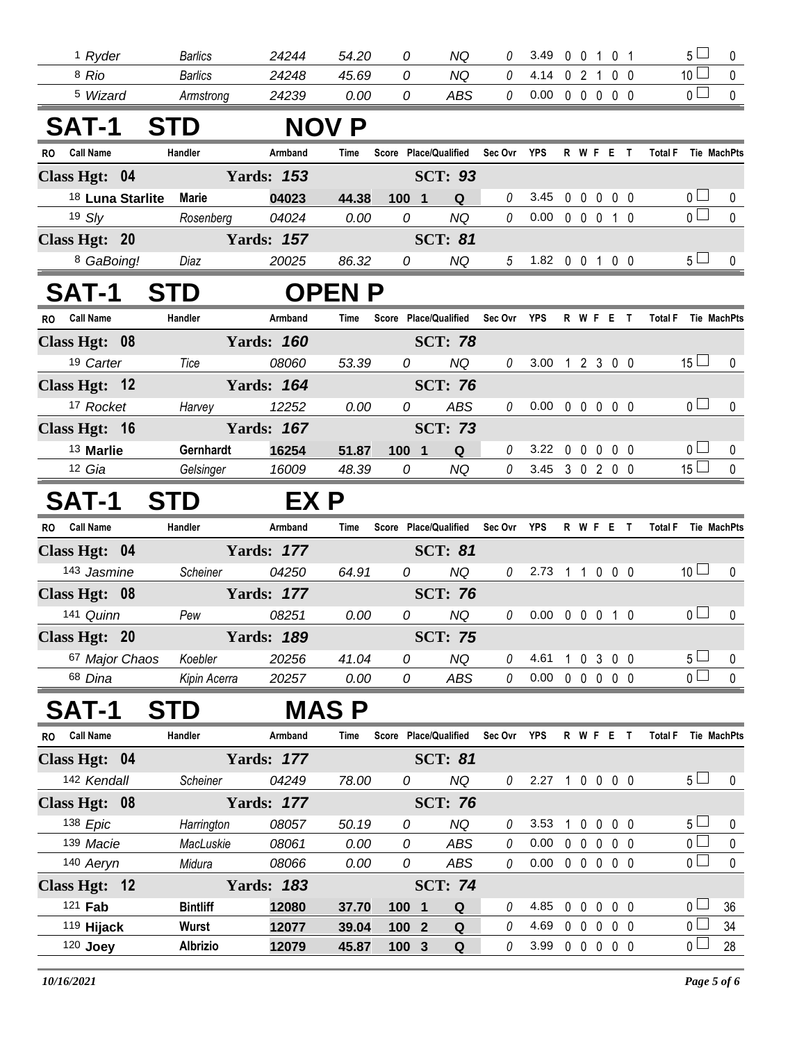| RO | Call Name | Handler | Armband | Time | Score | Place/Qualified | Sec Ovr | YPS | R | W | F | E | T | Total F | Tie | MachPts |
|---|---|---|---|---|---|---|---|---|---|---|---|---|---|---|---|---|
| 1 | Ryder | Barlics | 24244 | 54.20 | 0 | NQ | 0 | 3.49 | 0 | 0 | 1 | 0 | 1 | 5 | | 0 |
| 8 | Rio | Barlics | 24248 | 45.69 | 0 | NQ | 0 | 4.14 | 0 | 2 | 1 | 0 | 0 | 10 | | 0 |
| 5 | Wizard | Armstrong | 24239 | 0.00 | 0 | ABS | 0 | 0.00 | 0 | 0 | 0 | 0 | 0 | 0 | | 0 |

# SAT-1 STD NOV P

| RO | Call Name | Handler | Armband | Time | Score | Place/Qualified | Sec Ovr | YPS | R | W | F | E | T | Total F | Tie | MachPts |
|---|---|---|---|---|---|---|---|---|---|---|---|---|---|---|---|---|
| **Class Hgt: 04** | | **Yards: 153** | | | | **SCT: 93** | | | | | | | | | | |
| 18 | **Luna Starlite** | **Marie** | **04023** | **44.38** | **100** | **1 Q** | 0 | 3.45 | 0 | 0 | 0 | 0 | 0 | 0 | | 0 |
| 19 | Sly | Rosenberg | 04024 | 0.00 | 0 | NQ | 0 | 0.00 | 0 | 0 | 0 | 1 | 0 | 0 | | 0 |
| **Class Hgt: 20** | | **Yards: 157** | | | | **SCT: 81** | | | | | | | | | | |
| 8 | GaBoing! | Diaz | 20025 | 86.32 | 0 | NQ | 5 | 1.82 | 0 | 0 | 1 | 0 | 0 | 5 | | 0 |

# SAT-1 STD OPEN P

| RO | Call Name | Handler | Armband | Time | Score | Place/Qualified | Sec Ovr | YPS | R | W | F | E | T | Total F | Tie | MachPts |
|---|---|---|---|---|---|---|---|---|---|---|---|---|---|---|---|---|
| **Class Hgt: 08** | | **Yards: 160** | | | | **SCT: 78** | | | | | | | | | | |
| 19 | Carter | Tice | 08060 | 53.39 | 0 | NQ | 0 | 3.00 | 1 | 2 | 3 | 0 | 0 | 15 | | 0 |
| **Class Hgt: 12** | | **Yards: 164** | | | | **SCT: 76** | | | | | | | | | | |
| 17 | Rocket | Harvey | 12252 | 0.00 | 0 | ABS | 0 | 0.00 | 0 | 0 | 0 | 0 | 0 | 0 | | 0 |
| **Class Hgt: 16** | | **Yards: 167** | | | | **SCT: 73** | | | | | | | | | | |
| 13 | **Marlie** | **Gernhardt** | **16254** | **51.87** | **100** | **1 Q** | 0 | 3.22 | 0 | 0 | 0 | 0 | 0 | 0 | | 0 |
| 12 | Gia | Gelsinger | 16009 | 48.39 | 0 | NQ | 0 | 3.45 | 3 | 0 | 2 | 0 | 0 | 15 | | 0 |

# SAT-1 STD EX P

| RO | Call Name | Handler | Armband | Time | Score | Place/Qualified | Sec Ovr | YPS | R | W | F | E | T | Total F | Tie | MachPts |
|---|---|---|---|---|---|---|---|---|---|---|---|---|---|---|---|---|
| **Class Hgt: 04** | | **Yards: 177** | | | | **SCT: 81** | | | | | | | | | | |
| 143 | Jasmine | Scheiner | 04250 | 64.91 | 0 | NQ | 0 | 2.73 | 1 | 1 | 0 | 0 | 0 | 10 | | 0 |
| **Class Hgt: 08** | | **Yards: 177** | | | | **SCT: 76** | | | | | | | | | | |
| 141 | Quinn | Pew | 08251 | 0.00 | 0 | NQ | 0 | 0.00 | 0 | 0 | 0 | 1 | 0 | 0 | | 0 |
| **Class Hgt: 20** | | **Yards: 189** | | | | **SCT: 75** | | | | | | | | | | |
| 67 | Major Chaos | Koebler | 20256 | 41.04 | 0 | NQ | 0 | 4.61 | 1 | 0 | 3 | 0 | 0 | 5 | | 0 |
| 68 | Dina | Kipin Acerra | 20257 | 0.00 | 0 | ABS | 0 | 0.00 | 0 | 0 | 0 | 0 | 0 | 0 | | 0 |

# SAT-1 STD MAS P

| RO | Call Name | Handler | Armband | Time | Score | Place/Qualified | Sec Ovr | YPS | R | W | F | E | T | Total F | Tie | MachPts |
|---|---|---|---|---|---|---|---|---|---|---|---|---|---|---|---|---|
| **Class Hgt: 04** | | **Yards: 177** | | | | **SCT: 81** | | | | | | | | | | |
| 142 | Kendall | Scheiner | 04249 | 78.00 | 0 | NQ | 0 | 2.27 | 1 | 0 | 0 | 0 | 0 | 5 | | 0 |
| **Class Hgt: 08** | | **Yards: 177** | | | | **SCT: 76** | | | | | | | | | | |
| 138 | Epic | Harrington | 08057 | 50.19 | 0 | NQ | 0 | 3.53 | 1 | 0 | 0 | 0 | 0 | 5 | | 0 |
| 139 | Macie | MacLuskie | 08061 | 0.00 | 0 | ABS | 0 | 0.00 | 0 | 0 | 0 | 0 | 0 | 0 | | 0 |
| 140 | Aeryn | Midura | 08066 | 0.00 | 0 | ABS | 0 | 0.00 | 0 | 0 | 0 | 0 | 0 | 0 | | 0 |
| **Class Hgt: 12** | | **Yards: 183** | | | | **SCT: 74** | | | | | | | | | | |
| 121 | **Fab** | **Bintliff** | **12080** | **37.70** | **100** | **1 Q** | 0 | 4.85 | 0 | 0 | 0 | 0 | 0 | 0 | | 36 |
| 119 | **Hijack** | **Wurst** | **12077** | **39.04** | **100** | **2 Q** | 0 | 4.69 | 0 | 0 | 0 | 0 | 0 | 0 | | 34 |
| 120 | **Joey** | **Albrizio** | **12079** | **45.87** | **100** | **3 Q** | 0 | 3.99 | 0 | 0 | 0 | 0 | 0 | 0 | | 28 |

*10/16/2021*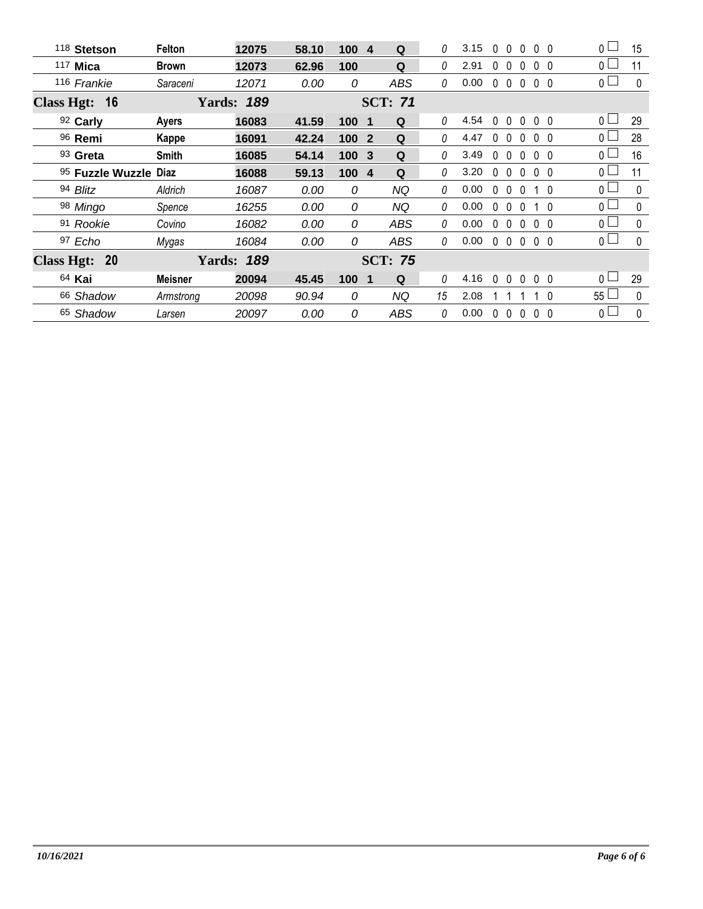| | | | | | | | | | | | | | | | | |
|---|---|---|---|---|---|---|---|---|---|---|---|---|---|---|---|---|
| 118 **Stetson** | **Felton** | **12075** | **58.10** | **100** | **4** | **Q** | *0* | 3.15 | 0 | 0 | 0 | 0 | 0 | 0 | ☐ | 15 |
| 117 **Mica** | **Brown** | **12073** | **62.96** | **100** | | **Q** | *0* | 2.91 | 0 | 0 | 0 | 0 | 0 | 0 | ☐ | 11 |
| 116 *Frankie* | *Saraceni* | *12071* | *0.00* | *0* | | *ABS* | *0* | 0.00 | 0 | 0 | 0 | 0 | 0 | 0 | ☐ | 0 |
| **Class Hgt: 16** | | **Yards: 189** | | | | **SCT: 71** | | | | | | | | | | |
| 92 **Carly** | **Ayers** | **16083** | **41.59** | **100** | **1** | **Q** | *0* | 4.54 | 0 | 0 | 0 | 0 | 0 | 0 | ☐ | 29 |
| 96 **Remi** | **Kappe** | **16091** | **42.24** | **100** | **2** | **Q** | *0* | 4.47 | 0 | 0 | 0 | 0 | 0 | 0 | ☐ | 28 |
| 93 **Greta** | **Smith** | **16085** | **54.14** | **100** | **3** | **Q** | *0* | 3.49 | 0 | 0 | 0 | 0 | 0 | 0 | ☐ | 16 |
| 95 **Fuzzle Wuzzle** | **Diaz** | **16088** | **59.13** | **100** | **4** | **Q** | *0* | 3.20 | 0 | 0 | 0 | 0 | 0 | 0 | ☐ | 11 |
| 94 *Blitz* | *Aldrich* | *16087* | *0.00* | *0* | | *NQ* | *0* | 0.00 | 0 | 0 | 0 | 1 | 0 | 0 | ☐ | 0 |
| 98 *Mingo* | *Spence* | *16255* | *0.00* | *0* | | *NQ* | *0* | 0.00 | 0 | 0 | 0 | 1 | 0 | 0 | ☐ | 0 |
| 91 *Rookie* | *Covino* | *16082* | *0.00* | *0* | | *ABS* | *0* | 0.00 | 0 | 0 | 0 | 0 | 0 | 0 | ☐ | 0 |
| 97 *Echo* | *Mygas* | *16084* | *0.00* | *0* | | *ABS* | *0* | 0.00 | 0 | 0 | 0 | 0 | 0 | 0 | ☐ | 0 |
| **Class Hgt: 20** | | **Yards: 189** | | | | **SCT: 75** | | | | | | | | | | |
| 64 **Kai** | **Meisner** | **20094** | **45.45** | **100** | **1** | **Q** | *0* | 4.16 | 0 | 0 | 0 | 0 | 0 | 0 | ☐ | 29 |
| 66 *Shadow* | *Armstrong* | *20098* | *90.94* | *0* | | *NQ* | *15* | 2.08 | 1 | 1 | 1 | 1 | 0 | 55 | ☐ | 0 |
| 65 *Shadow* | *Larsen* | *20097* | *0.00* | *0* | | *ABS* | *0* | 0.00 | 0 | 0 | 0 | 0 | 0 | 0 | ☐ | 0 |

*10/16/2021*